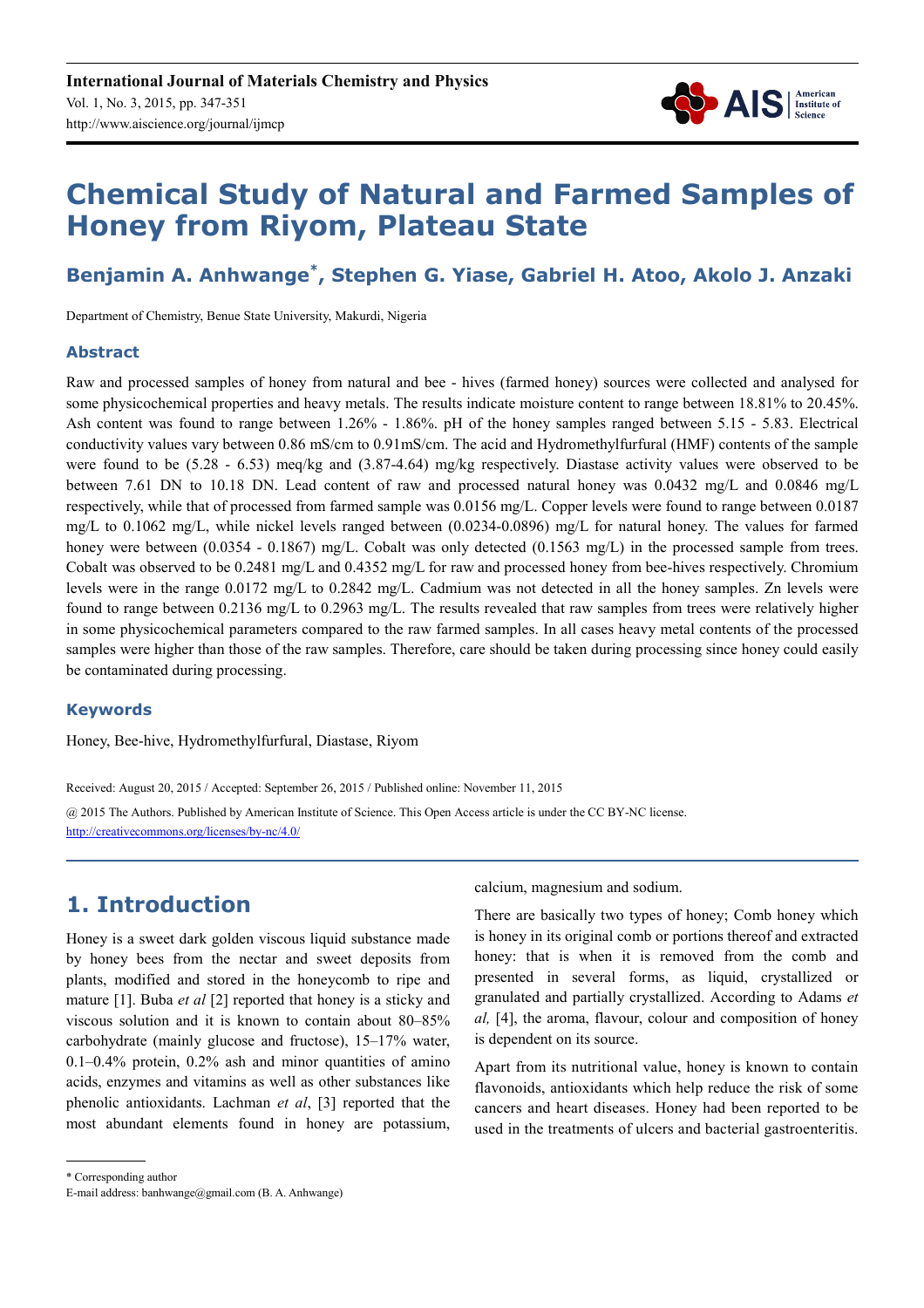# Chemical Study of Natural and Farmed Samples of Honey from Riyom, Plateau State

**Benjamin A. Anhwange[*], Stephen G. Yiase, Gabriel H. Atoo, Akolo J. Anzaki**

Department of Chemistry, Benue State University, Makurdi, Nigeria

## Abstract

Raw and processed samples of honey from natural and bee - hives (farmed honey) sources were collected and analysed for some physicochemical properties and heavy metals. The results indicate moisture content to range between 18.81% to 20.45%. Ash content was found to range between 1.26% - 1.86%. pH of the honey samples ranged between 5.15 - 5.83. Electrical conductivity values vary between 0.86 mS/cm to 0.91mS/cm. The acid and Hydromethylfurfural (HMF) contents of the sample were found to be (5.28 - 6.53) meq/kg and (3.87-4.64) mg/kg respectively. Diastase activity values were observed to be between 7.61 DN to 10.18 DN. Lead content of raw and processed natural honey was 0.0432 mg/L and 0.0846 mg/L respectively, while that of processed from farmed sample was 0.0156 mg/L. Copper levels were found to range between 0.0187 mg/L to 0.1062 mg/L, while nickel levels ranged between (0.0234-0.0896) mg/L for natural honey. The values for farmed honey were between (0.0354 - 0.1867) mg/L. Cobalt was only detected (0.1563 mg/L) in the processed sample from trees. Cobalt was observed to be 0.2481 mg/L and 0.4352 mg/L for raw and processed honey from bee-hives respectively. Chromium levels were in the range 0.0172 mg/L to 0.2842 mg/L. Cadmium was not detected in all the honey samples. Zn levels were found to range between 0.2136 mg/L to 0.2963 mg/L. The results revealed that raw samples from trees were relatively higher in some physicochemical parameters compared to the raw farmed samples. In all cases heavy metal contents of the processed samples were higher than those of the raw samples. Therefore, care should be taken during processing since honey could easily be contaminated during processing.

## Keywords

Honey, Bee-hive, Hydromethylfurfural, Diastase, Riyom

Received: August 20, 2015 / Accepted: September 26, 2015 / Published online: November 11, 2015

@ 2015 The Authors. Published by American Institute of Science. This Open Access article is under the CC BY-NC license. http://creativecommons.org/licenses/by-nc/4.0/

## 1. Introduction

Honey is a sweet dark golden viscous liquid substance made by honey bees from the nectar and sweet deposits from plants, modified and stored in the honeycomb to ripe and mature [1]. Buba *et al* [2] reported that honey is a sticky and viscous solution and it is known to contain about 80–85% carbohydrate (mainly glucose and fructose), 15–17% water, 0.1–0.4% protein, 0.2% ash and minor quantities of amino acids, enzymes and vitamins as well as other substances like phenolic antioxidants. Lachman *et al*, [3] reported that the most abundant elements found in honey are potassium, calcium, magnesium and sodium.

There are basically two types of honey; Comb honey which is honey in its original comb or portions thereof and extracted honey: that is when it is removed from the comb and presented in several forms, as liquid, crystallized or granulated and partially crystallized. According to Adams *et al,* [4], the aroma, flavour, colour and composition of honey is dependent on its source.

Apart from its nutritional value, honey is known to contain flavonoids, antioxidants which help reduce the risk of some cancers and heart diseases. Honey had been reported to be used in the treatments of ulcers and bacterial gastroenteritis.

\* Corresponding author
E-mail address: banhwange@gmail.com (B. A. Anhwange)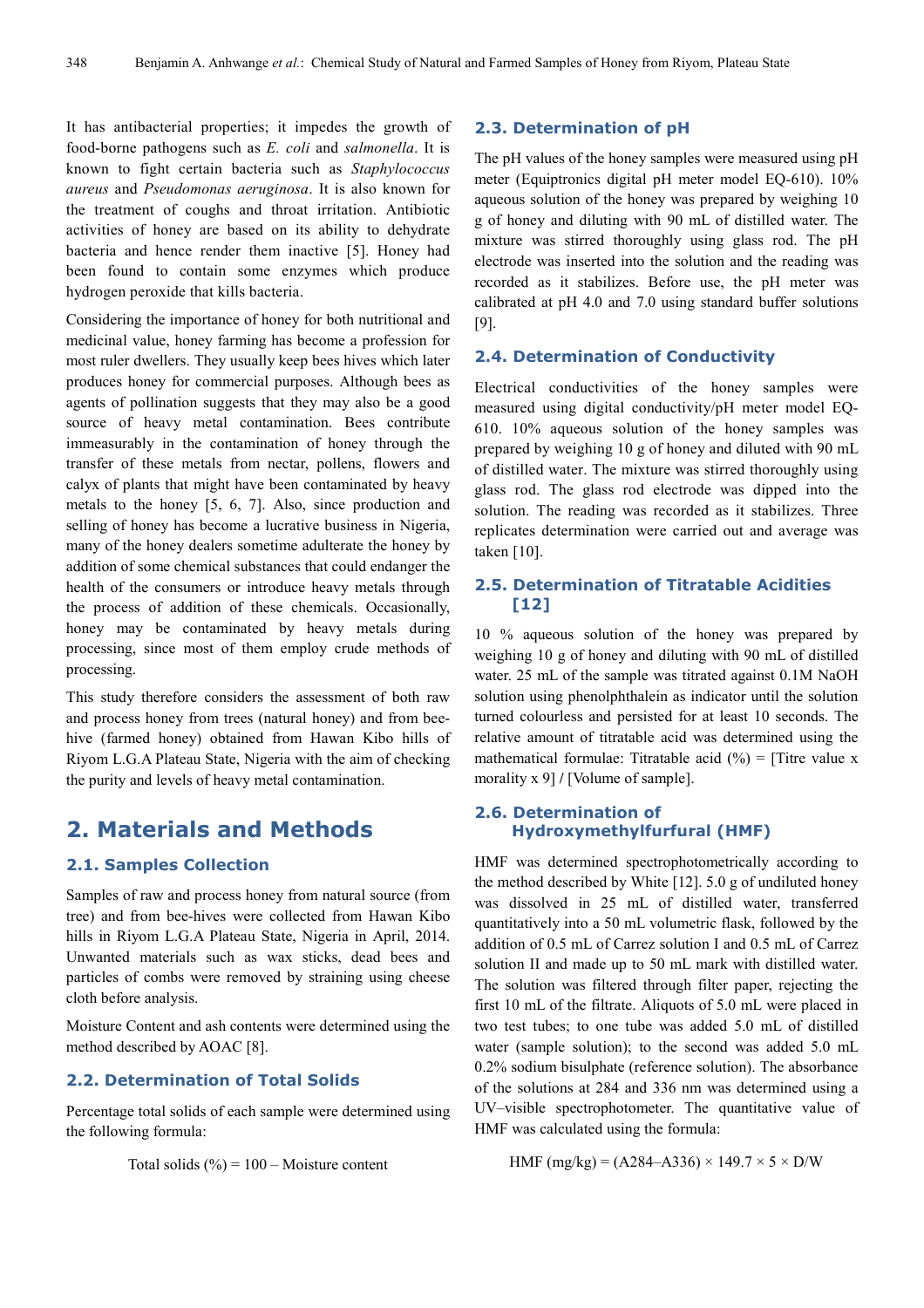It has antibacterial properties; it impedes the growth of food-borne pathogens such as *E. coli* and *salmonella*. It is known to fight certain bacteria such as *Staphylococcus aureus* and *Pseudomonas aeruginosa*. It is also known for the treatment of coughs and throat irritation. Antibiotic activities of honey are based on its ability to dehydrate bacteria and hence render them inactive [5]. Honey had been found to contain some enzymes which produce hydrogen peroxide that kills bacteria.

Considering the importance of honey for both nutritional and medicinal value, honey farming has become a profession for most ruler dwellers. They usually keep bees hives which later produces honey for commercial purposes. Although bees as agents of pollination suggests that they may also be a good source of heavy metal contamination. Bees contribute immeasurably in the contamination of honey through the transfer of these metals from nectar, pollens, flowers and calyx of plants that might have been contaminated by heavy metals to the honey [5, 6, 7]. Also, since production and selling of honey has become a lucrative business in Nigeria, many of the honey dealers sometime adulterate the honey by addition of some chemical substances that could endanger the health of the consumers or introduce heavy metals through the process of addition of these chemicals. Occasionally, honey may be contaminated by heavy metals during processing, since most of them employ crude methods of processing.

This study therefore considers the assessment of both raw and process honey from trees (natural honey) and from bee-hive (farmed honey) obtained from Hawan Kibo hills of Riyom L.G.A Plateau State, Nigeria with the aim of checking the purity and levels of heavy metal contamination.

# 2. Materials and Methods

## 2.1. Samples Collection

Samples of raw and process honey from natural source (from tree) and from bee-hives were collected from Hawan Kibo hills in Riyom L.G.A Plateau State, Nigeria in April, 2014. Unwanted materials such as wax sticks, dead bees and particles of combs were removed by straining using cheese cloth before analysis.

Moisture Content and ash contents were determined using the method described by AOAC [8].

## 2.2. Determination of Total Solids

Percentage total solids of each sample were determined using the following formula:

$$\text{Total solids (\%)} = 100 - \text{Moisture content}$$

## 2.3. Determination of pH

The pH values of the honey samples were measured using pH meter (Equiptronics digital pH meter model EQ-610). 10% aqueous solution of the honey was prepared by weighing 10 g of honey and diluting with 90 mL of distilled water. The mixture was stirred thoroughly using glass rod. The pH electrode was inserted into the solution and the reading was recorded as it stabilizes. Before use, the pH meter was calibrated at pH 4.0 and 7.0 using standard buffer solutions [9].

## 2.4. Determination of Conductivity

Electrical conductivities of the honey samples were measured using digital conductivity/pH meter model EQ-610. 10% aqueous solution of the honey samples was prepared by weighing 10 g of honey and diluted with 90 mL of distilled water. The mixture was stirred thoroughly using glass rod. The glass rod electrode was dipped into the solution. The reading was recorded as it stabilizes. Three replicates determination were carried out and average was taken [10].

## 2.5. Determination of Titratable Acidities [12]

10 % aqueous solution of the honey was prepared by weighing 10 g of honey and diluting with 90 mL of distilled water. 25 mL of the sample was titrated against 0.1M NaOH solution using phenolphthalein as indicator until the solution turned colourless and persisted for at least 10 seconds. The relative amount of titratable acid was determined using the mathematical formulae: Titratable acid (%) = [Titre value x morality x 9] / [Volume of sample].

## 2.6. Determination of Hydroxymethylfurfural (HMF)

HMF was determined spectrophotometrically according to the method described by White [12]. 5.0 g of undiluted honey was dissolved in 25 mL of distilled water, transferred quantitatively into a 50 mL volumetric flask, followed by the addition of 0.5 mL of Carrez solution I and 0.5 mL of Carrez solution II and made up to 50 mL mark with distilled water. The solution was filtered through filter paper, rejecting the first 10 mL of the filtrate. Aliquots of 5.0 mL were placed in two test tubes; to one tube was added 5.0 mL of distilled water (sample solution); to the second was added 5.0 mL 0.2% sodium bisulphate (reference solution). The absorbance of the solutions at 284 and 336 nm was determined using a UV–visible spectrophotometer. The quantitative value of HMF was calculated using the formula:

$$\text{HMF (mg/kg)} = (A284 – A336) \times 149.7 \times 5 \times D/W$$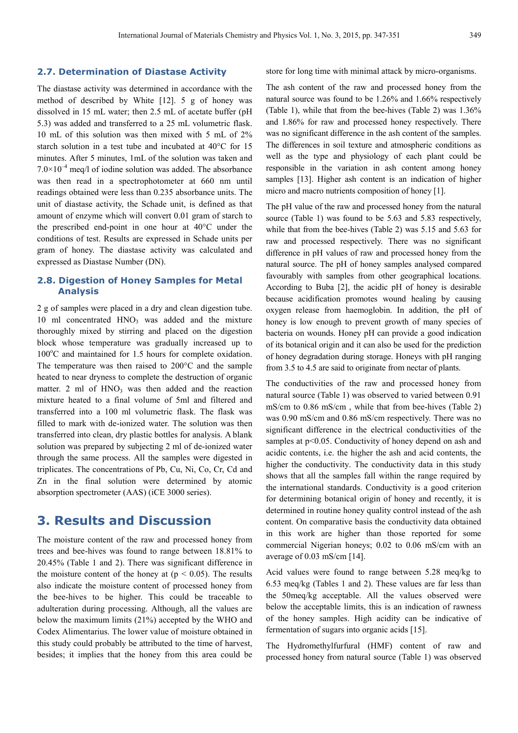### 2.7. Determination of Diastase Activity

The diastase activity was determined in accordance with the method of described by White [12]. 5 g of honey was dissolved in 15 mL water; then 2.5 mL of acetate buffer (pH 5.3) was added and transferred to a 25 mL volumetric flask. 10 mL of this solution was then mixed with 5 mL of 2% starch solution in a test tube and incubated at 40°C for 15 minutes. After 5 minutes, 1mL of the solution was taken and $7.0\times10^{-4}$ meq/l of iodine solution was added. The absorbance was then read in a spectrophotometer at 660 nm until readings obtained were less than 0.235 absorbance units. The unit of diastase activity, the Schade unit, is defined as that amount of enzyme which will convert 0.01 gram of starch to the prescribed end-point in one hour at 40°C under the conditions of test. Results are expressed in Schade units per gram of honey. The diastase activity was calculated and expressed as Diastase Number (DN).

### 2.8. Digestion of Honey Samples for Metal Analysis

2 g of samples were placed in a dry and clean digestion tube. 10 ml concentrated $HNO_3$ was added and the mixture thoroughly mixed by stirring and placed on the digestion block whose temperature was gradually increased up to 100°C and maintained for 1.5 hours for complete oxidation. The temperature was then raised to 200°C and the sample heated to near dryness to complete the destruction of organic matter. 2 ml of $HNO_3$ was then added and the reaction mixture heated to a final volume of 5ml and filtered and transferred into a 100 ml volumetric flask. The flask was filled to mark with de-ionized water. The solution was then transferred into clean, dry plastic bottles for analysis. A blank solution was prepared by subjecting 2 ml of de-ionized water through the same process. All the samples were digested in triplicates. The concentrations of Pb, Cu, Ni, Co, Cr, Cd and Zn in the final solution were determined by atomic absorption spectrometer (AAS) (iCE 3000 series).

## 3. Results and Discussion

The moisture content of the raw and processed honey from trees and bee-hives was found to range between 18.81% to 20.45% (Table 1 and 2). There was significant difference in the moisture content of the honey at ($p < 0.05$). The results also indicate the moisture content of processed honey from the bee-hives to be higher. This could be traceable to adulteration during processing. Although, all the values are below the maximum limits (21%) accepted by the WHO and Codex Alimentarius. The lower value of moisture obtained in this study could probably be attributed to the time of harvest, besides; it implies that the honey from this area could be store for long time with minimal attack by micro-organisms.

The ash content of the raw and processed honey from the natural source was found to be 1.26% and 1.66% respectively (Table 1), while that from the bee-hives (Table 2) was 1.36% and 1.86% for raw and processed honey respectively. There was no significant difference in the ash content of the samples. The differences in soil texture and atmospheric conditions as well as the type and physiology of each plant could be responsible in the variation in ash content among honey samples [13]. Higher ash content is an indication of higher micro and macro nutrients composition of honey [1].

The pH value of the raw and processed honey from the natural source (Table 1) was found to be 5.63 and 5.83 respectively, while that from the bee-hives (Table 2) was 5.15 and 5.63 for raw and processed respectively. There was no significant difference in pH values of raw and processed honey from the natural source. The pH of honey samples analysed compared favourably with samples from other geographical locations. According to Buba [2], the acidic pH of honey is desirable because acidification promotes wound healing by causing oxygen release from haemoglobin. In addition, the pH of honey is low enough to prevent growth of many species of bacteria on wounds. Honey pH can provide a good indication of its botanical origin and it can also be used for the prediction of honey degradation during storage. Honeys with pH ranging from 3.5 to 4.5 are said to originate from nectar of plants.

The conductivities of the raw and processed honey from natural source (Table 1) was observed to varied between 0.91 mS/cm to 0.86 mS/cm , while that from bee-hives (Table 2) was 0.90 mS/cm and 0.86 mS/cm respectively. There was no significant difference in the electrical conductivities of the samples at $p<0.05$. Conductivity of honey depends on ash and acidic contents, i.e. the higher the ash and acid contents, the higher the conductivity. The conductivity data in this study shows that all the samples fall within the range required by the international standards. Conductivity is a good criterion for determining botanical origin of honey and recently, it is determined in routine honey quality control instead of the ash content. On comparative basis the conductivity data obtained in this work are higher than those reported for some commercial Nigerian honeys; 0.02 to 0.06 mS/cm with an average of 0.03 mS/cm [14].

Acid values were found to range between 5.28 meq/kg to 6.53 meq/kg (Tables 1 and 2). These values are far less than the 50meq/kg acceptable. All the values observed were below the acceptable limits, this is an indication of rawness of the honey samples. High acidity can be indicative of fermentation of sugars into organic acids [15].

The Hydromethylfurfural (HMF) content of raw and processed honey from natural source (Table 1) was observed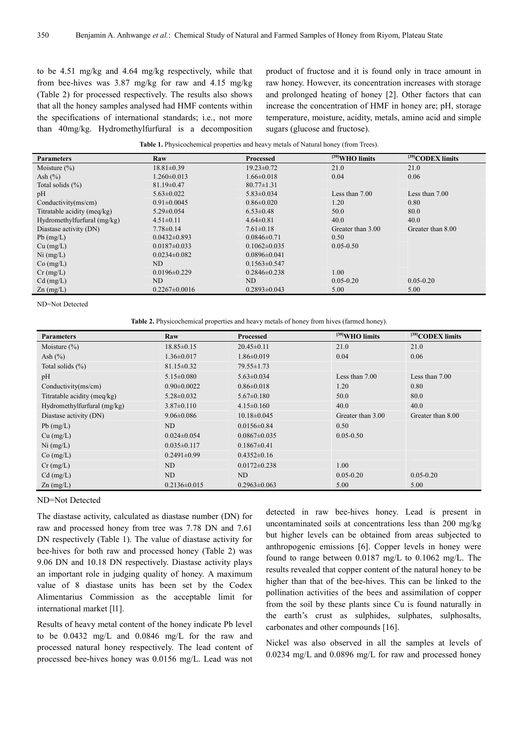to be 4.51 mg/kg and 4.64 mg/kg respectively, while that from bee-hives was 3.87 mg/kg for raw and 4.15 mg/kg (Table 2) for processed respectively. The results also shows that all the honey samples analysed had HMF contents within the specifications of international standards; i.e., not more than 40mg/kg. Hydromethylfurfural is a decomposition product of fructose and it is found only in trace amount in raw honey. However, its concentration increases with storage and prolonged heating of honey [2]. Other factors that can increase the concentration of HMF in honey are; pH, storage temperature, moisture, acidity, metals, amino acid and simple sugars (glucose and fructose).

**Table 1.** Physicochemical properties and heavy metals of Natural honey (from Trees).

| Parameters | Raw | Processed | [39]WHO limits | [39]CODEX limits |
|---|---|---|---|---|
| Moisture (%) | 18.81±0.39 | 19.23±0.72 | 21.0 | 21.0 |
| Ash (%) | 1.260±0.013 | 1.66±0.018 | 0.04 | 0.06 |
| Total solids (%) | 81.19±0.47 | 80.77±1.31 | | |
| pH | 5.63±0.022 | 5.83±0.034 | Less than 7.00 | Less than 7.00 |
| Conductivity(ms/cm) | 0.91±0.0045 | 0.86±0.020 | 1.20 | 0.80 |
| Titratable acidity (meq/kg) | 5.29±0.054 | 6.53±0.48 | 50.0 | 80.0 |
| Hydromethylfurfural (mg/kg) | 4.51±0.11 | 4.64±0.81 | 40.0 | 40.0 |
| Diastase activity (DN) | 7.78±0.14 | 7.61±0.18 | Greater than 3.00 | Greater than 8.00 |
| Pb (mg/L) | 0.0432±0.893 | 0.0846±0.71 | 0.50 | |
| Cu (mg/L) | 0.0187±0.033 | 0.1062±0.035 | 0.05-0.50 | |
| Ni (mg/L) | 0.0234±0.082 | 0.0896±0.041 | | |
| Co (mg/L) | ND | 0.1563±0.547 | | |
| Cr (mg/L) | 0.0196±0.229 | 0.2846±0.238 | 1.00 | |
| Cd (mg/L) | ND | ND | 0.05-0.20 | 0.05-0.20 |
| Zn (mg/L) | 0.2267±0.0016 | 0.2893±0.043 | 5.00 | 5.00 |

ND=Not Detected

**Table 2.** Physicochemical properties and heavy metals of honey from hives (farmed honey).

| Parameters | Raw | Processed | [39]WHO limits | [39]CODEX limits |
|---|---|---|---|---|
| Moisture (%) | 18.85±0.15 | 20.45±0.11 | 21.0 | 21.0 |
| Ash (%) | 1.36±0.017 | 1.86±0.019 | 0.04 | 0.06 |
| Total solids (%) | 81.15±0.32 | 79.55±1.73 | | |
| pH | 5.15±0.080 | 5.63±0.034 | Less than 7.00 | Less than 7.00 |
| Conductivity(ms/cm) | 0.90±0.0022 | 0.86±0.018 | 1.20 | 0.80 |
| Titratable acidity (meq/kg) | 5.28±0.032 | 5.67±0.180 | 50.0 | 80.0 |
| Hydromethylfurfural (mg/kg) | 3.87±0.110 | 4.15±0.160 | 40.0 | 40.0 |
| Diastase activity (DN) | 9.06±0.086 | 10.18±0.045 | Greater than 3.00 | Greater than 8.00 |
| Pb (mg/L) | ND | 0.0156±0.84 | 0.50 | |
| Cu (mg/L) | 0.024±0.054 | 0.0867±0.035 | 0.05-0.50 | |
| Ni (mg/L) | 0.035±0.117 | 0.1867±0.41 | | |
| Co (mg/L) | 0.2491±0.99 | 0.4352±0.16 | | |
| Cr (mg/L) | ND | 0.0172±0.238 | 1.00 | |
| Cd (mg/L) | ND | ND | 0.05-0.20 | 0.05-0.20 |
| Zn (mg/L) | 0.2136±0.015 | 0.2963±0.063 | 5.00 | 5.00 |

ND=Not Detected

The diastase activity, calculated as diastase number (DN) for raw and processed honey from tree was 7.78 DN and 7.61 DN respectively (Table 1). The value of diastase activity for bee-hives for both raw and processed honey (Table 2) was 9.06 DN and 10.18 DN respectively. Diastase activity plays an important role in judging quality of honey. A maximum value of 8 diastase units has been set by the Codex Alimentarius Commission as the acceptable limit for international market [l1].

Results of heavy metal content of the honey indicate Pb level to be 0.0432 mg/L and 0.0846 mg/L for the raw and processed natural honey respectively. The lead content of processed bee-hives honey was 0.0156 mg/L. Lead was not detected in raw bee-hives honey. Lead is present in uncontaminated soils at concentrations less than 200 mg/kg but higher levels can be obtained from areas subjected to anthropogenic emissions [6]. Copper levels in honey were found to range between 0.0187 mg/L to 0.1062 mg/L. The results revealed that copper content of the natural honey to be higher than that of the bee-hives. This can be linked to the pollination activities of the bees and assimilation of copper from the soil by these plants since Cu is found naturally in the earth's crust as sulphides, sulphates, sulphosalts, carbonates and other compounds [16].

Nickel was also observed in all the samples at levels of 0.0234 mg/L and 0.0896 mg/L for raw and processed honey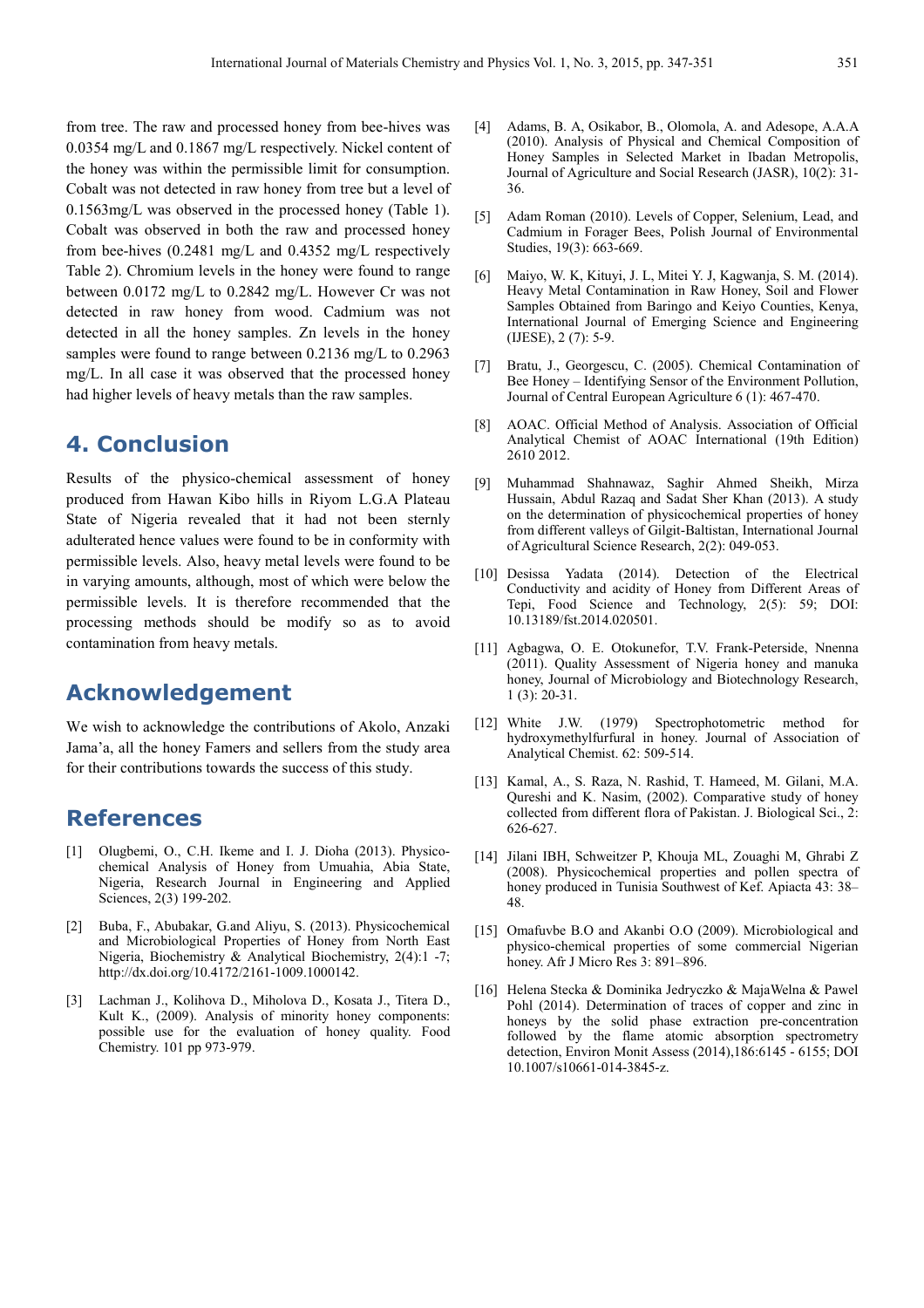from tree. The raw and processed honey from bee-hives was 0.0354 mg/L and 0.1867 mg/L respectively. Nickel content of the honey was within the permissible limit for consumption. Cobalt was not detected in raw honey from tree but a level of 0.1563mg/L was observed in the processed honey (Table 1). Cobalt was observed in both the raw and processed honey from bee-hives (0.2481 mg/L and 0.4352 mg/L respectively Table 2). Chromium levels in the honey were found to range between 0.0172 mg/L to 0.2842 mg/L. However Cr was not detected in raw honey from wood. Cadmium was not detected in all the honey samples. Zn levels in the honey samples were found to range between 0.2136 mg/L to 0.2963 mg/L. In all case it was observed that the processed honey had higher levels of heavy metals than the raw samples.

## 4. Conclusion

Results of the physico-chemical assessment of honey produced from Hawan Kibo hills in Riyom L.G.A Plateau State of Nigeria revealed that it had not been sternly adulterated hence values were found to be in conformity with permissible levels. Also, heavy metal levels were found to be in varying amounts, although, most of which were below the permissible levels. It is therefore recommended that the processing methods should be modify so as to avoid contamination from heavy metals.

## Acknowledgement

We wish to acknowledge the contributions of Akolo, Anzaki Jama'a, all the honey Famers and sellers from the study area for their contributions towards the success of this study.

## References

[1] Olugbemi, O., C.H. Ikeme and I. J. Dioha (2013). Physico-chemical Analysis of Honey from Umuahia, Abia State, Nigeria, Research Journal in Engineering and Applied Sciences, 2(3) 199-202.

[2] Buba, F., Abubakar, G.and Aliyu, S. (2013). Physicochemical and Microbiological Properties of Honey from North East Nigeria, Biochemistry & Analytical Biochemistry, 2(4):1 -7; http://dx.doi.org/10.4172/2161-1009.1000142.

[3] Lachman J., Kolihova D., Miholova D., Kosata J., Titera D., Kult K., (2009). Analysis of minority honey components: possible use for the evaluation of honey quality. Food Chemistry. 101 pp 973-979.

[4] Adams, B. A, Osikabor, B., Olomola, A. and Adesope, A.A.A (2010). Analysis of Physical and Chemical Composition of Honey Samples in Selected Market in Ibadan Metropolis, Journal of Agriculture and Social Research (JASR), 10(2): 31-36.

[5] Adam Roman (2010). Levels of Copper, Selenium, Lead, and Cadmium in Forager Bees, Polish Journal of Environmental Studies, 19(3): 663-669.

[6] Maiyo, W. K, Kituyi, J. L, Mitei Y. J, Kagwanja, S. M. (2014). Heavy Metal Contamination in Raw Honey, Soil and Flower Samples Obtained from Baringo and Keiyo Counties, Kenya, International Journal of Emerging Science and Engineering (IJESE), 2 (7): 5-9.

[7] Bratu, J., Georgescu, C. (2005). Chemical Contamination of Bee Honey – Identifying Sensor of the Environment Pollution, Journal of Central European Agriculture 6 (1): 467-470.

[8] AOAC. Official Method of Analysis. Association of Official Analytical Chemist of AOAC International (19th Edition) 2610 2012.

[9] Muhammad Shahnawaz, Saghir Ahmed Sheikh, Mirza Hussain, Abdul Razaq and Sadat Sher Khan (2013). A study on the determination of physicochemical properties of honey from different valleys of Gilgit-Baltistan, International Journal of Agricultural Science Research, 2(2): 049-053.

[10] Desissa Yadata (2014). Detection of the Electrical Conductivity and acidity of Honey from Different Areas of Tepi, Food Science and Technology, 2(5): 59; DOI: 10.13189/fst.2014.020501.

[11] Agbagwa, O. E. Otokunefor, T.V. Frank-Peterside, Nnenna (2011). Quality Assessment of Nigeria honey and manuka honey, Journal of Microbiology and Biotechnology Research, 1 (3): 20-31.

[12] White J.W. (1979) Spectrophotometric method for hydroxymethylfurfural in honey. Journal of Association of Analytical Chemist. 62: 509-514.

[13] Kamal, A., S. Raza, N. Rashid, T. Hameed, M. Gilani, M.A. Qureshi and K. Nasim, (2002). Comparative study of honey collected from different flora of Pakistan. J. Biological Sci., 2: 626-627.

[14] Jilani IBH, Schweitzer P, Khouja ML, Zouaghi M, Ghrabi Z (2008). Physicochemical properties and pollen spectra of honey produced in Tunisia Southwest of Kef. Apiacta 43: 38–48.

[15] Omafuvbe B.O and Akanbi O.O (2009). Microbiological and physico-chemical properties of some commercial Nigerian honey. Afr J Micro Res 3: 891–896.

[16] Helena Stecka & Dominika Jedryczko & MajaWelna & Pawel Pohl (2014). Determination of traces of copper and zinc in honeys by the solid phase extraction pre-concentration followed by the flame atomic absorption spectrometry detection, Environ Monit Assess (2014),186:6145 - 6155; DOI 10.1007/s10661-014-3845-z.